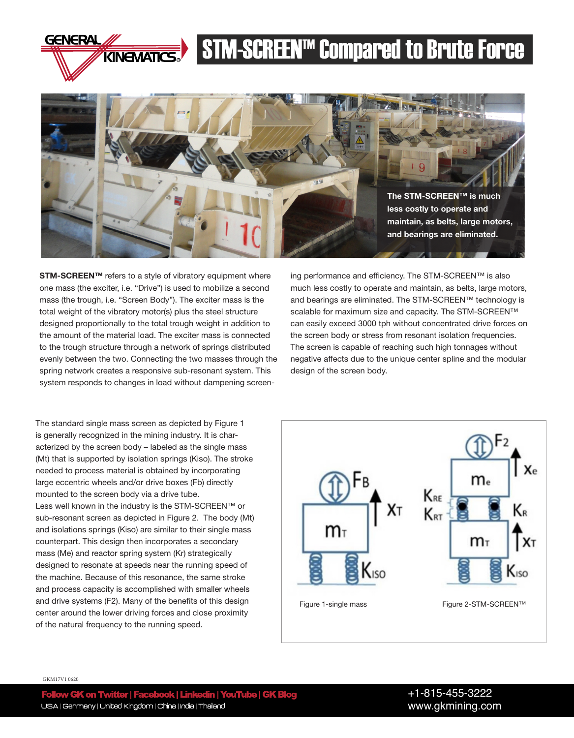# STM-SCREEN™ Compared to Brute Force

The STM-SCREEN™ is much less costly to operate and maintain, as belts, large motors, and bearings are eliminated.

**STM-SCREEN™** refers to a style of vibratory equipment where one mass (the exciter, i.e. "Drive") is used to mobilize a second mass (the trough, i.e. "Screen Body"). The exciter mass is the total weight of the vibratory motor(s) plus the steel structure designed proportionally to the total trough weight in addition to the amount of the material load. The exciter mass is connected to the trough structure through a network of springs distributed evenly between the two. Connecting the two masses through the spring network creates a responsive sub-resonant system. This system responds to changes in load without dampening screening performance and efficiency. The STM-SCREEN™ is also much less costly to operate and maintain, as belts, large motors, and bearings are eliminated. The STM-SCREEN™ technology is scalable for maximum size and capacity. The STM-SCREEN™ can easily exceed 3000 tph without concentrated drive forces on the screen body or stress from resonant isolation frequencies. The screen is capable of reaching such high tonnages without negative affects due to the unique center spline and the modular design of the screen body.

The standard single mass screen as depicted by Figure 1 is generally recognized in the mining industry. It is characterized by the screen body – labeled as the single mass (Mt) that is supported by isolation springs (Kiso). The stroke needed to process material is obtained by incorporating large eccentric wheels and/or drive boxes (Fb) directly mounted to the screen body via a drive tube.

Less well known in the industry is the STM-SCREEN™ or sub-resonant screen as depicted in Figure 2. The body (Mt) and isolations springs (Kiso) are similar to their single mass counterpart. This design then incorporates a secondary mass (Me) and reactor spring system (Kr) strategically designed to resonate at speeds near the running speed of the machine. Because of this resonance, the same stroke and process capacity is accomplished with smaller wheels and drive systems (F2). Many of the benefits of this design center around the lower driving forces and close proximity of the natural frequency to the running speed.

Figure 1-single mass

Figure 2-STM-SCREEN™

GKM17V1 0620

Follow GK on Twitter | Facebook | Linkedin | YouTube | GK Blog

USA | Germany | United Kingdom | China | India | Thailand

+1-815-455-3222

www.gkmining.com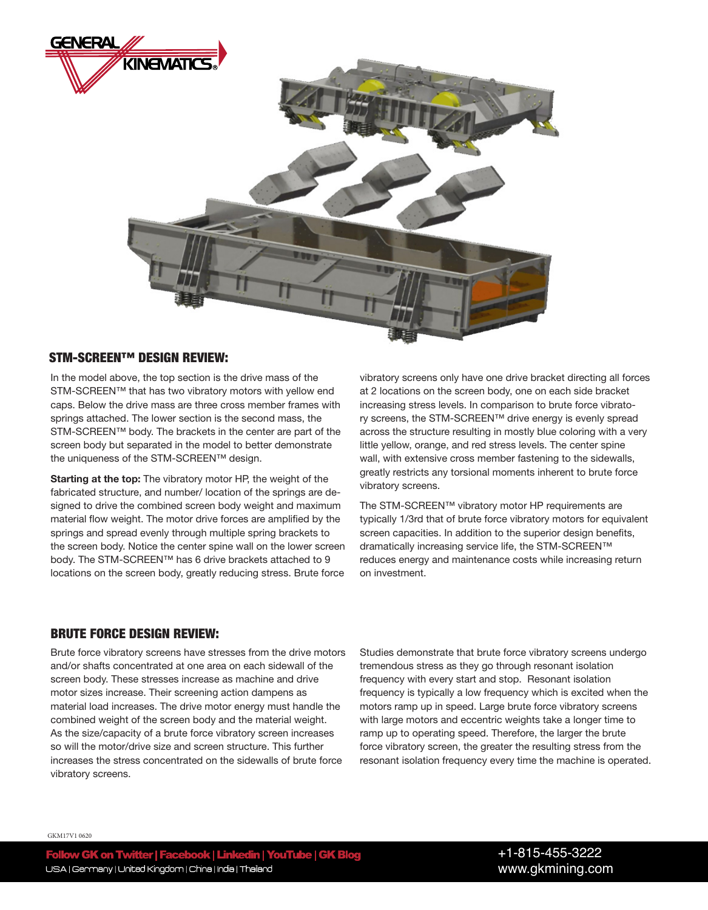## STM-SCREEN™ DESIGN REVIEW:

In the model above, the top section is the drive mass of the STM-SCREEN™ that has two vibratory motors with yellow end caps. Below the drive mass are three cross member frames with springs attached. The lower section is the second mass, the STM-SCREEN™ body. The brackets in the center are part of the screen body but separated in the model to better demonstrate the uniqueness of the STM-SCREEN™ design.

**Starting at the top:** The vibratory motor HP, the weight of the fabricated structure, and number/ location of the springs are designed to drive the combined screen body weight and maximum material flow weight. The motor drive forces are amplified by the springs and spread evenly through multiple spring brackets to the screen body. Notice the center spine wall on the lower screen body. The STM-SCREEN™ has 6 drive brackets attached to 9 locations on the screen body, greatly reducing stress. Brute force vibratory screens only have one drive bracket directing all forces at 2 locations on the screen body, one on each side bracket increasing stress levels. In comparison to brute force vibratory screens, the STM-SCREEN™ drive energy is evenly spread across the structure resulting in mostly blue coloring with a very little yellow, orange, and red stress levels. The center spine wall, with extensive cross member fastening to the sidewalls, greatly restricts any torsional moments inherent to brute force vibratory screens.

The STM-SCREEN™ vibratory motor HP requirements are typically 1/3rd that of brute force vibratory motors for equivalent screen capacities. In addition to the superior design benefits, dramatically increasing service life, the STM-SCREEN™ reduces energy and maintenance costs while increasing return on investment.

## BRUTE FORCE DESIGN REVIEW:

Brute force vibratory screens have stresses from the drive motors and/or shafts concentrated at one area on each sidewall of the screen body. These stresses increase as machine and drive motor sizes increase. Their screening action dampens as material load increases. The drive motor energy must handle the combined weight of the screen body and the material weight. As the size/capacity of a brute force vibratory screen increases so will the motor/drive size and screen structure. This further increases the stress concentrated on the sidewalls of brute force vibratory screens.

Studies demonstrate that brute force vibratory screens undergo tremendous stress as they go through resonant isolation frequency with every start and stop. Resonant isolation frequency is typically a low frequency which is excited when the motors ramp up in speed. Large brute force vibratory screens with large motors and eccentric weights take a longer time to ramp up to operating speed. Therefore, the larger the brute force vibratory screen, the greater the resulting stress from the resonant isolation frequency every time the machine is operated.

GKM17V1 0620

Follow GK on Twitter | Facebook | Linkedin | YouTube | GK Blog

USA | Germany | United Kingdom | China | India | Thailand

+1-815-455-3222

www.gkmining.com